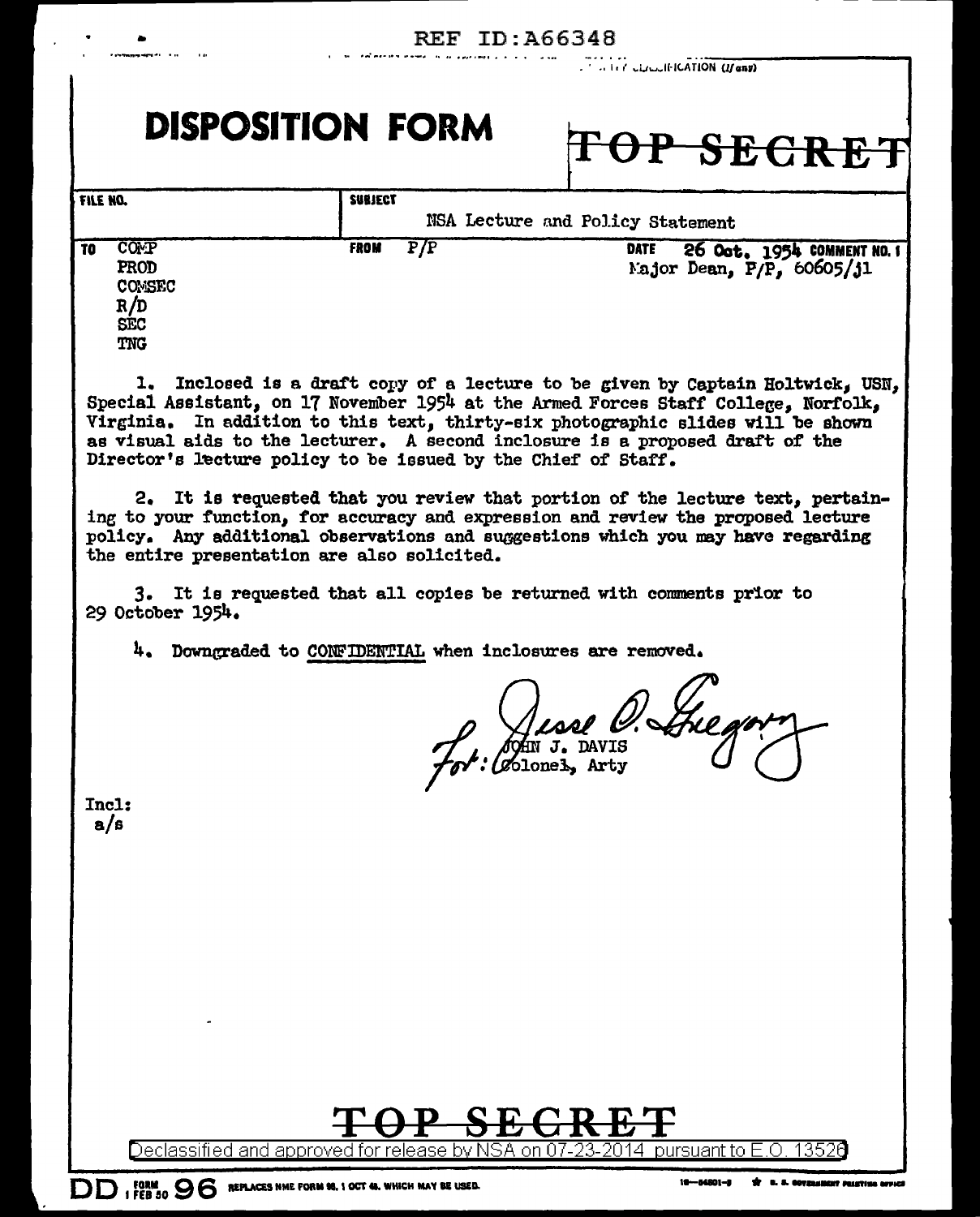REF ID:A66348

SECURITY CLASSIFICATION (If any)

# DISPOSITION FORM

**TOP SECRET**

| FILE NO. | SUBJECT | |
|---|---|---|
| | NSA Lecture and Policy Statement | |
| TO COMP<br>PROD<br>COMSEC<br>R/D<br>SEC<br>TNG | FROM P/P | DATE 26 Oct. 1954 COMMENT NO. 1<br>Major Dean, P/P, 60605/jl |

1. Inclosed is a draft copy of a lecture to be given by Captain Holtwick, USN, Special Assistant, on 17 November 1954 at the Armed Forces Staff College, Norfolk, Virginia. In addition to this text, thirty-six photographic slides will be shown as visual aids to the lecturer. A second inclosure is a proposed draft of the Director's lecture policy to be issued by the Chief of Staff.

2. It is requested that you review that portion of the lecture text, pertaining to your function, for accuracy and expression and review the proposed lecture policy. Any additional observations and suggestions which you may have regarding the entire presentation are also solicited.

3. It is requested that all copies be returned with comments prior to 29 October 1954.

4. Downgraded to CONFIDENTIAL when inclosures are removed.

For: Jesse O. Gregory
JOHN J. DAVIS
Colonel, Arty

Incl:
a/s

**TOP SECRET**

Declassified and approved for release by NSA on 07-23-2014 pursuant to E.O. 13526

DD FORM 1 FEB 50 96 REPLACES NME FORM 96, 1 OCT 48, WHICH MAY BE USED.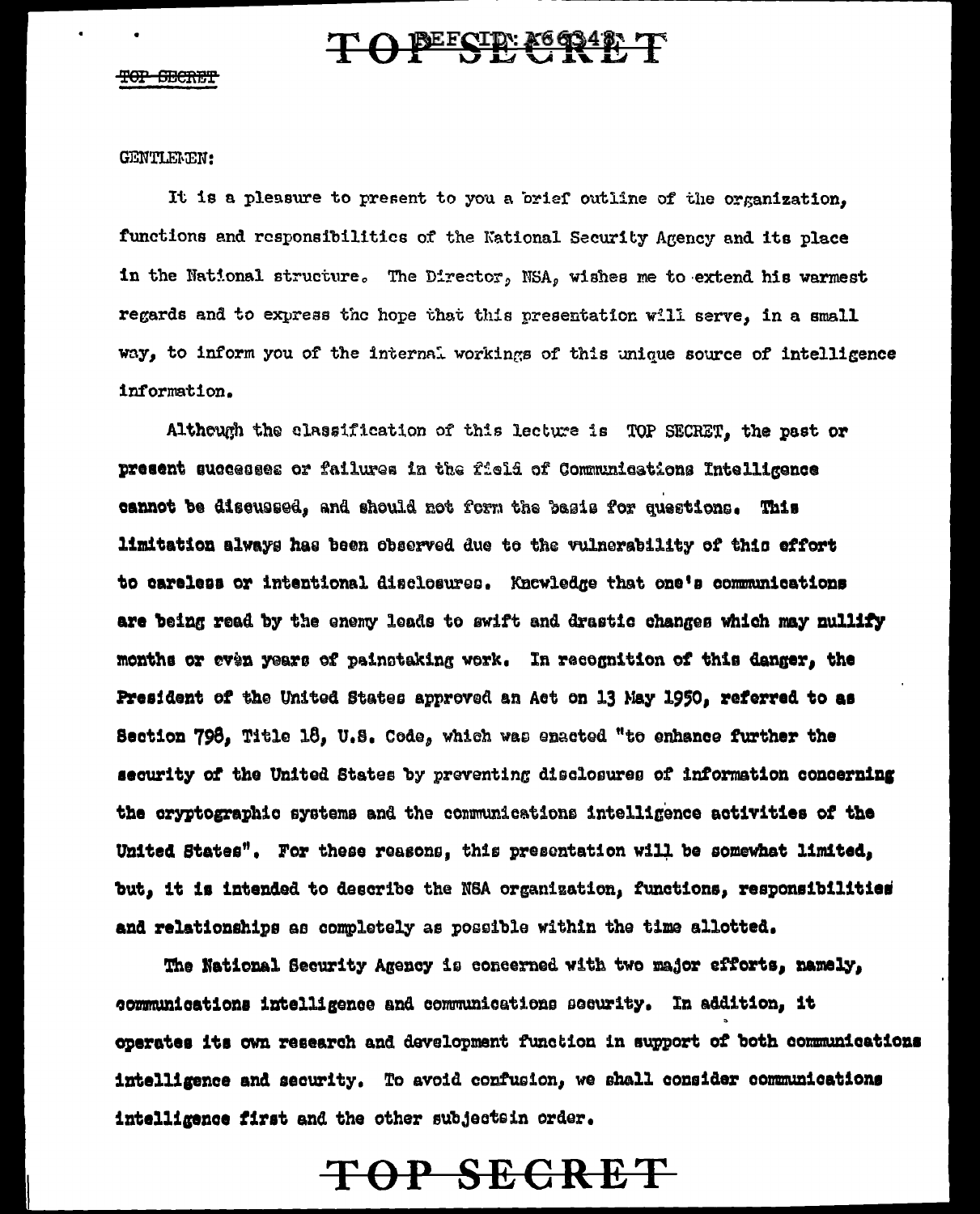GENTLEMEN:

It is a pleasure to present to you a brief outline of the organization, functions and responsibilities of the National Security Agency and its place in the National structure. The Director, NSA, wishes me to extend his warmest regards and to express the hope that this presentation will serve, in a small way, to inform you of the internal workings of this unique source of intelligence information.

Although the classification of this lecture is TOP SECRET, the past or present successes or failures in the field of Communications Intelligence cannot be discussed, and should not form the basis for questions. This limitation always has been observed due to the vulnerability of this effort to careless or intentional disclosures. Knowledge that one's communications are being read by the enemy leads to swift and drastic changes which may nullify months or even years of painstaking work. In recognition of this danger, the President of the United States approved an Act on 13 May 1950, referred to as Section 798, Title 18, U.S. Code, which was enacted "to enhance further the security of the United States by preventing disclosures of information concerning the cryptographic systems and the communications intelligence activities of the United States". For these reasons, this presentation will be somewhat limited, but, it is intended to describe the NSA organization, functions, responsibilities and relationships as completely as possible within the time allotted.

The National Security Agency is concerned with two major efforts, namely, communications intelligence and communications security. In addition, it operates its own research and development function in support of both communications intelligence and security. To avoid confusion, we shall consider communications intelligence first and the other subjectsin order.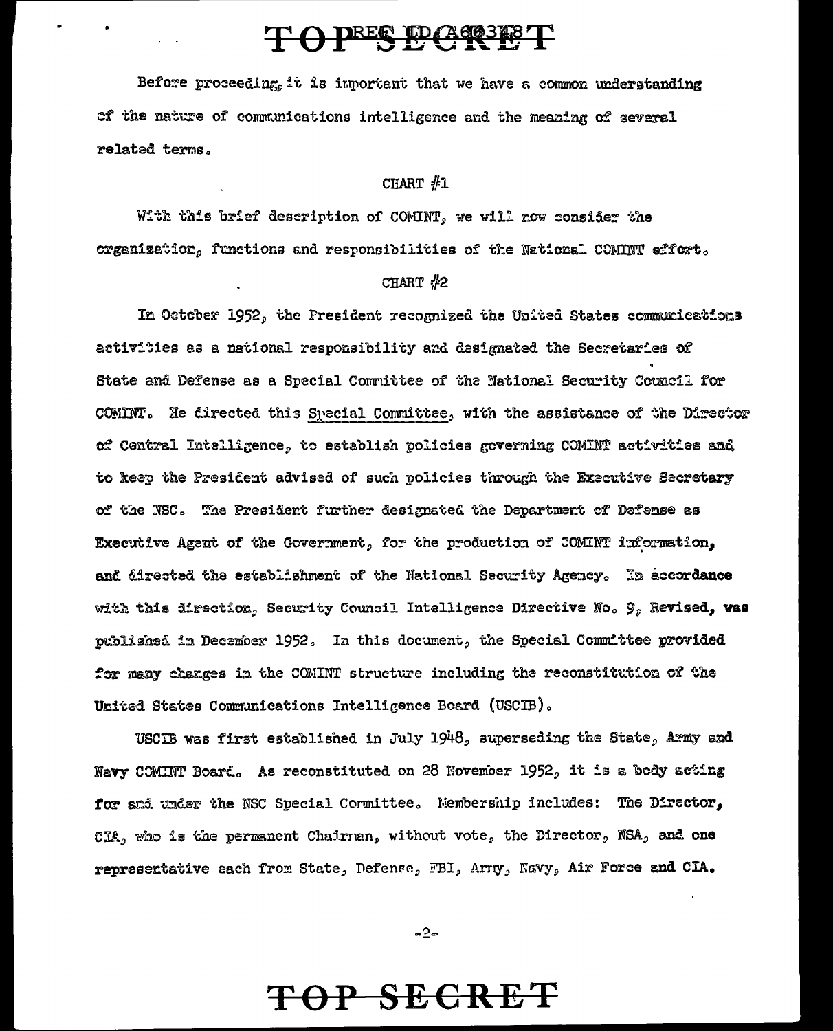Before proceeding, it is important that we have a common understanding of the nature of communications intelligence and the meaning of several related terms.

CHART #1

With this brief description of COMINT, we will now consider the organization, functions and responsibilities of the National COMINT effort.

CHART #2

In October 1952, the President recognized the United States communications activities as a national responsibility and designated the Secretaries of State and Defense as a Special Committee of the National Security Council for COMINT. He directed this Special Committee, with the assistance of the Director of Central Intelligence, to establish policies governing COMINT activities and to keep the President advised of such policies through the Executive Secretary of the NSC. The President further designated the Department of Defense as Executive Agent of the Government, for the production of COMINT information, and directed the establishment of the National Security Agency. In accordance with this direction, Security Council Intelligence Directive No. 9, Revised, was published in December 1952. In this document, the Special Committee provided for many changes in the COMINT structure including the reconstitution of the United States Communications Intelligence Board (USCIB).

USCIB was first established in July 1948, superseding the State, Army and Navy COMINT Board. As reconstituted on 28 November 1952, it is a body acting for and under the NSC Special Committee. Membership includes: The Director, CIA, who is the permanent Chairman, without vote, the Director, NSA, and one representative each from State, Defense, FBI, Army, Navy, Air Force and CIA.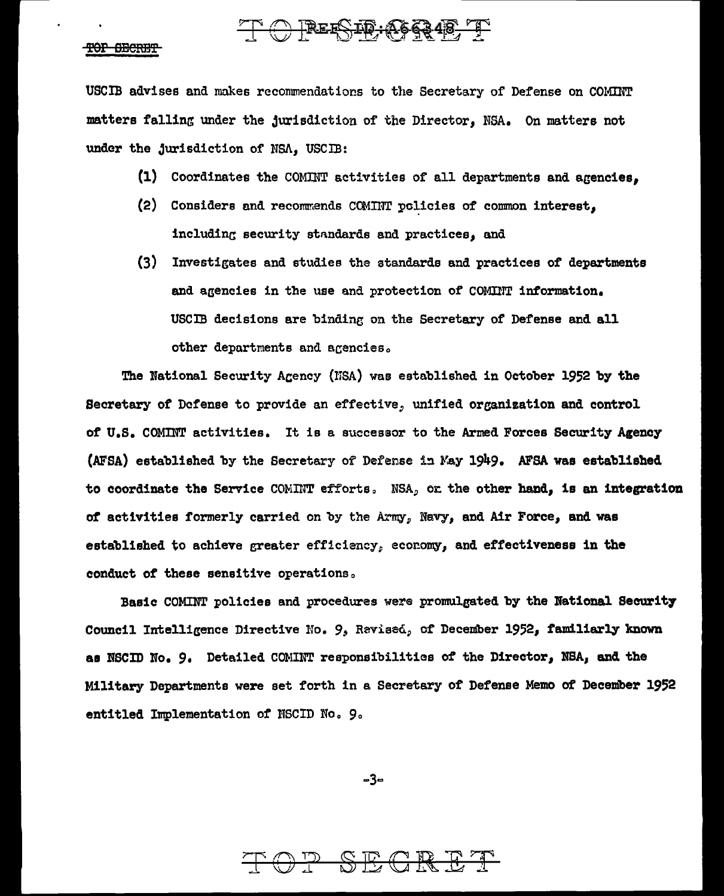USCIB advises and makes recommendations to the Secretary of Defense on COMINT matters falling under the jurisdiction of the Director, NSA. On matters not under the jurisdiction of NSA, USCIB:

(1) Coordinates the COMINT activities of all departments and agencies,

(2) Considers and recommends COMINT policies of common interest, including security standards and practices, and

(3) Investigates and studies the standards and practices of departments and agencies in the use and protection of COMINT information. USCIB decisions are binding on the Secretary of Defense and all other departments and agencies.

The National Security Agency (NSA) was established in October 1952 by the Secretary of Defense to provide an effective, unified organization and control of U.S. COMINT activities. It is a successor to the Armed Forces Security Agency (AFSA) established by the Secretary of Defense in May 1949. AFSA was established to coordinate the Service COMINT efforts. NSA, on the other hand, is an integration of activities formerly carried on by the Army, Navy, and Air Force, and was established to achieve greater efficiency, economy, and effectiveness in the conduct of these sensitive operations.

Basic COMINT policies and procedures were promulgated by the National Security Council Intelligence Directive No. 9, Revised, of December 1952, familiarly known as NSCID No. 9. Detailed COMINT responsibilities of the Director, NSA, and the Military Departments were set forth in a Secretary of Defense Memo of December 1952 entitled Implementation of NSCID No. 9.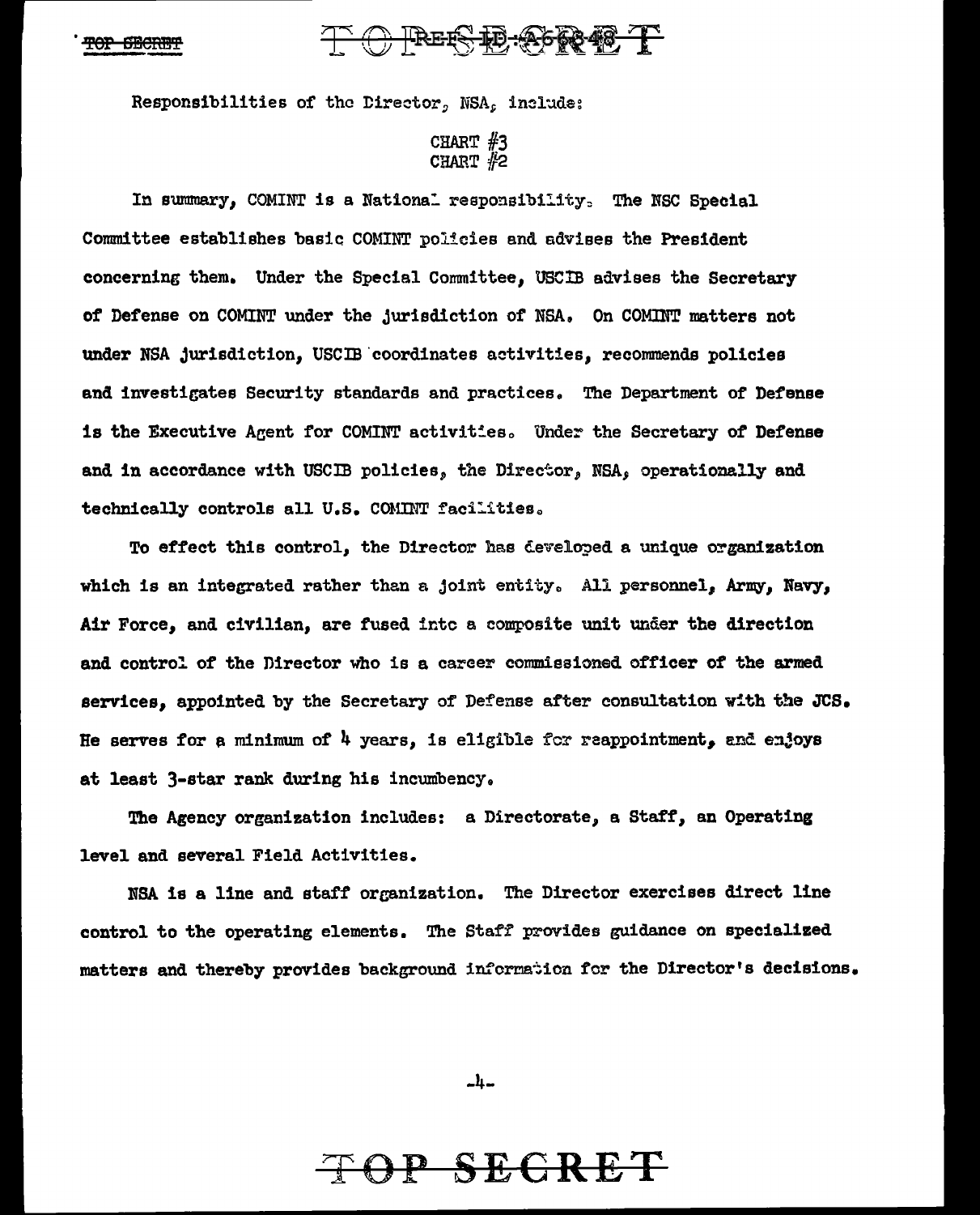Responsibilities of the Director, NSA, include:

CHART #3
CHART #2

In summary, COMINT is a National responsibility. The NSC Special Committee establishes basic COMINT policies and advises the President concerning them. Under the Special Committee, USCIB advises the Secretary of Defense on COMINT under the jurisdiction of NSA. On COMINT matters not under NSA jurisdiction, USCIB coordinates activities, recommends policies and investigates Security standards and practices. The Department of Defense is the Executive Agent for COMINT activities. Under the Secretary of Defense and in accordance with USCIB policies, the Director, NSA, operationally and technically controls all U.S. COMINT facilities.

To effect this control, the Director has developed a unique organization which is an integrated rather than a joint entity. All personnel, Army, Navy, Air Force, and civilian, are fused into a composite unit under the direction and control of the Director who is a career commissioned officer of the armed services, appointed by the Secretary of Defense after consultation with the JCS. He serves for a minimum of 4 years, is eligible for reappointment, and enjoys at least 3-star rank during his incumbency.

The Agency organization includes: a Directorate, a Staff, an Operating level and several Field Activities.

NSA is a line and staff organization. The Director exercises direct line control to the operating elements. The Staff provides guidance on specialized matters and thereby provides background information for the Director's decisions.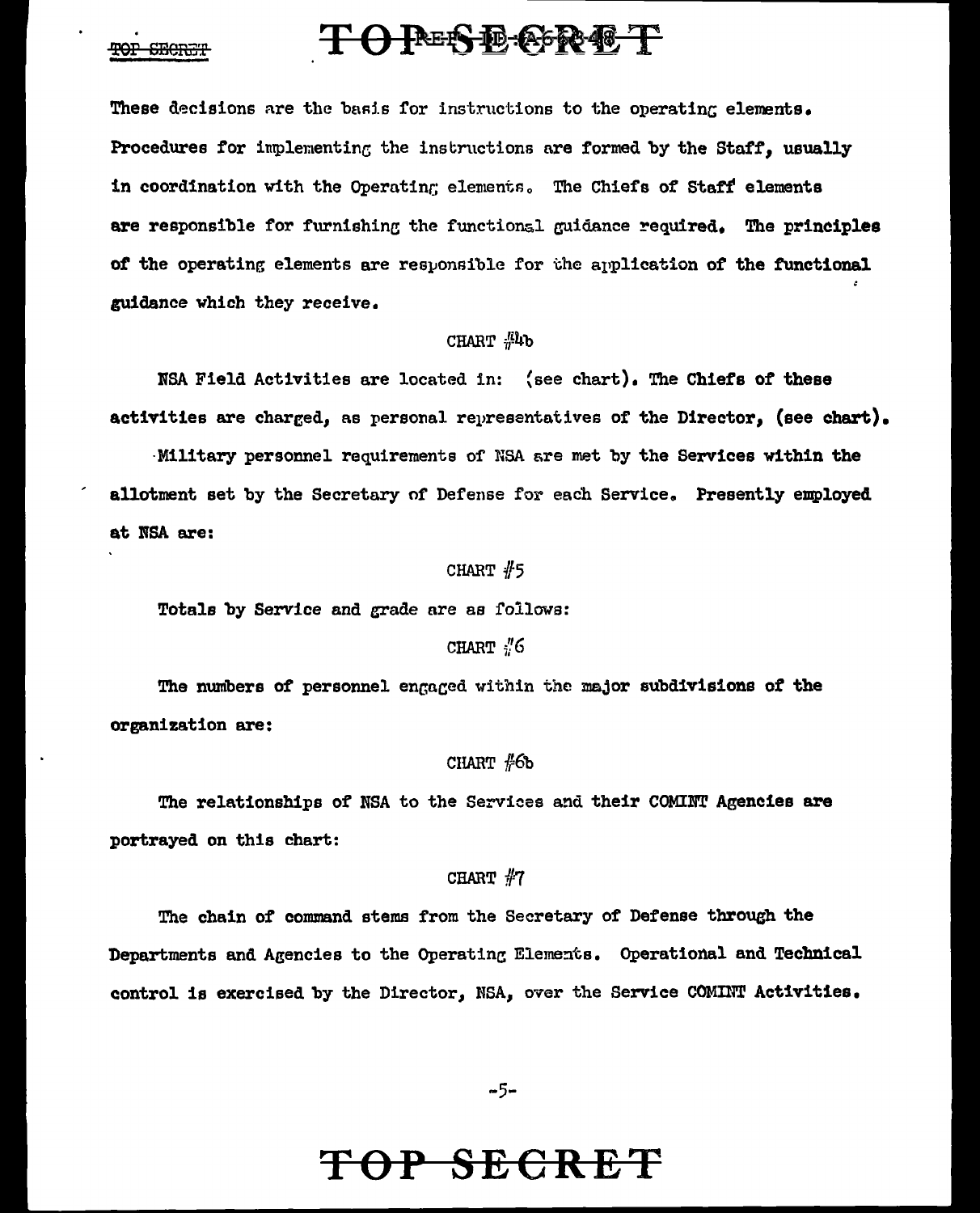These decisions are the basis for instructions to the operating elements. Procedures for implementing the instructions are formed by the Staff, usually in coordination with the Operating elements. The Chiefs of Staff elements are responsible for furnishing the functional guidance required. The principles of the operating elements are responsible for the application of the functional guidance which they receive.

CHART #4b

NSA Field Activities are located in: (see chart). The Chiefs of these activities are charged, as personal representatives of the Director, (see chart).

Military personnel requirements of NSA are met by the Services within the allotment set by the Secretary of Defense for each Service. Presently employed at NSA are:

CHART #5

Totals by Service and grade are as follows:

CHART #6

The numbers of personnel engaged within the major subdivisions of the organization are:

CHART #6b

The relationships of NSA to the Services and their COMINT Agencies are portrayed on this chart:

CHART #7

The chain of command stems from the Secretary of Defense through the Departments and Agencies to the Operating Elements. Operational and Technical control is exercised by the Director, NSA, over the Service COMINT Activities.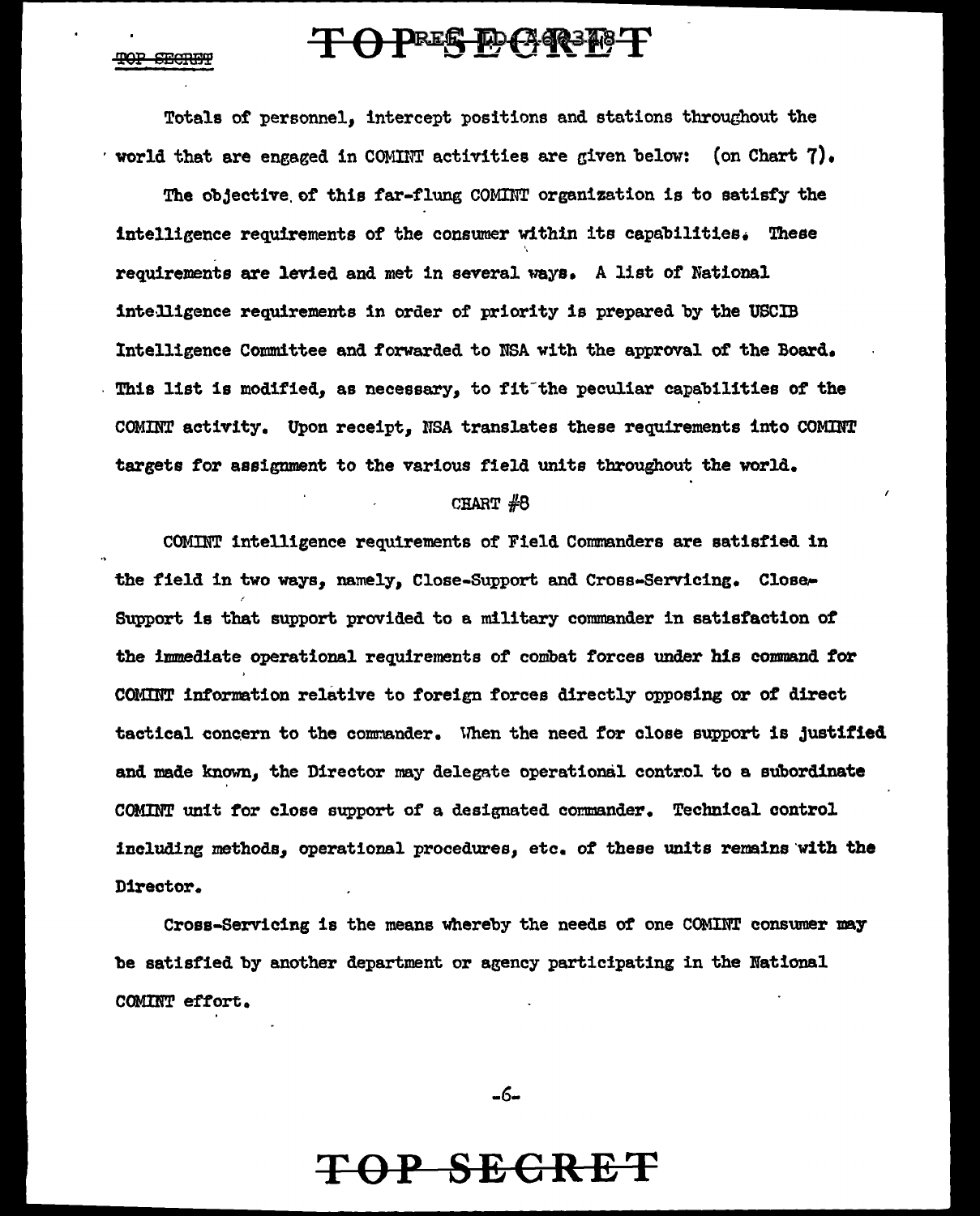Totals of personnel, intercept positions and stations throughout the world that are engaged in COMINT activities are given below: (on Chart 7).

The objective of this far-flung COMINT organization is to satisfy the intelligence requirements of the consumer within its capabilities. These requirements are levied and met in several ways. A list of National intelligence requirements in order of priority is prepared by the USCIB Intelligence Committee and forwarded to NSA with the approval of the Board. This list is modified, as necessary, to fit the peculiar capabilities of the COMINT activity. Upon receipt, NSA translates these requirements into COMINT targets for assignment to the various field units throughout the world.

CHART #8

COMINT intelligence requirements of Field Commanders are satisfied in the field in two ways, namely, Close-Support and Cross-Servicing. Close-Support is that support provided to a military commander in satisfaction of the immediate operational requirements of combat forces under his command for COMINT information relative to foreign forces directly opposing or of direct tactical concern to the commander. When the need for close support is justified and made known, the Director may delegate operational control to a subordinate COMINT unit for close support of a designated commander. Technical control including methods, operational procedures, etc. of these units remains with the Director.

Cross-Servicing is the means whereby the needs of one COMINT consumer may be satisfied by another department or agency participating in the National COMINT effort.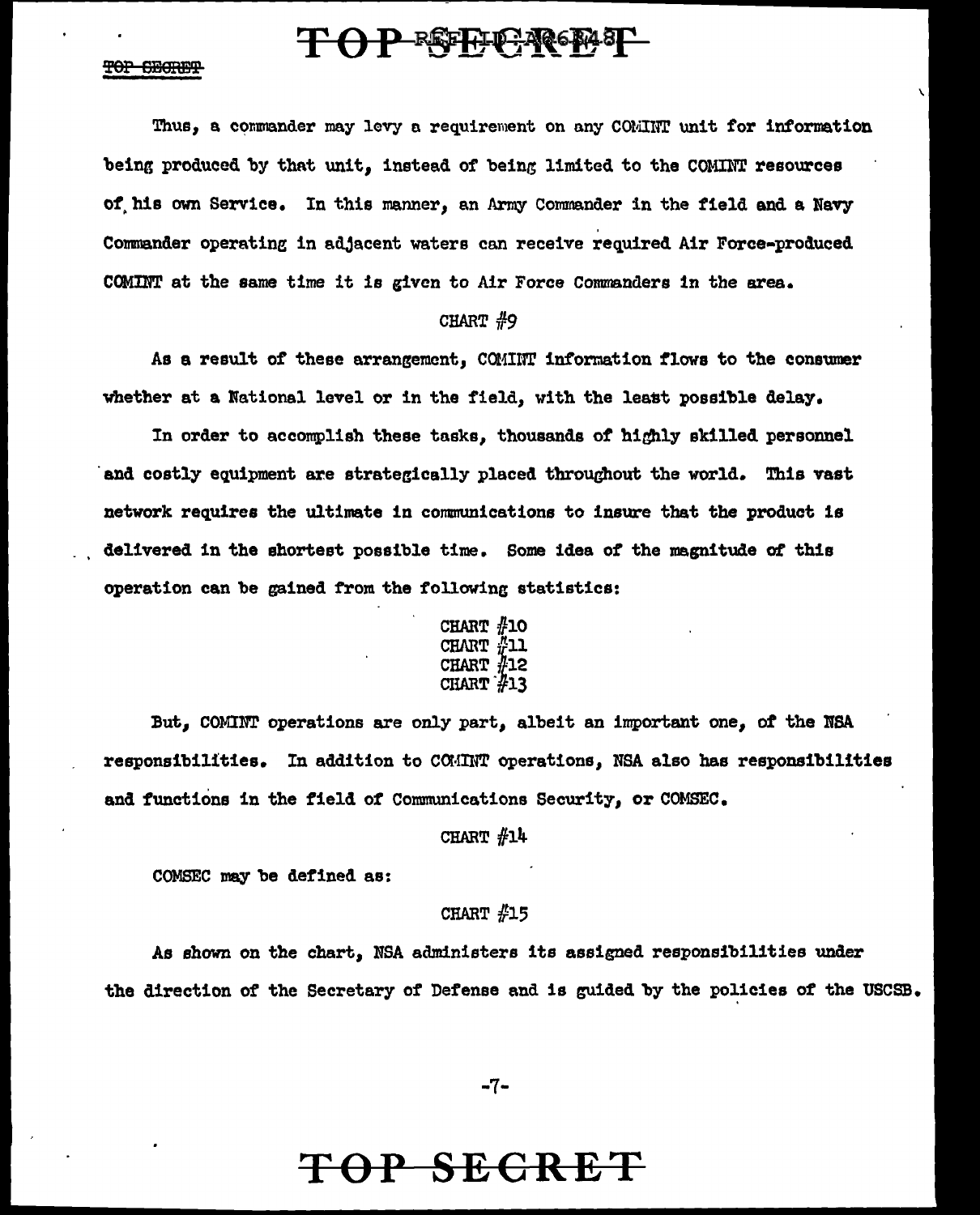Thus, a commander may levy a requirement on any COMINT unit for information being produced by that unit, instead of being limited to the COMINT resources of his own Service. In this manner, an Army Commander in the field and a Navy Commander operating in adjacent waters can receive required Air Force-produced COMINT at the same time it is given to Air Force Commanders in the area.

CHART #9

As a result of these arrangement, COMINT information flows to the consumer whether at a National level or in the field, with the least possible delay.

In order to accomplish these tasks, thousands of highly skilled personnel and costly equipment are strategically placed throughout the world. This vast network requires the ultimate in communications to insure that the product is delivered in the shortest possible time. Some idea of the magnitude of this operation can be gained from the following statistics:

CHART #10
CHART #11
CHART #12
CHART #13

But, COMINT operations are only part, albeit an important one, of the NSA responsibilities. In addition to COMINT operations, NSA also has responsibilities and functions in the field of Communications Security, or COMSEC.

CHART #14

COMSEC may be defined as:

CHART #15

As shown on the chart, NSA administers its assigned responsibilities under the direction of the Secretary of Defense and is guided by the policies of the USCSB.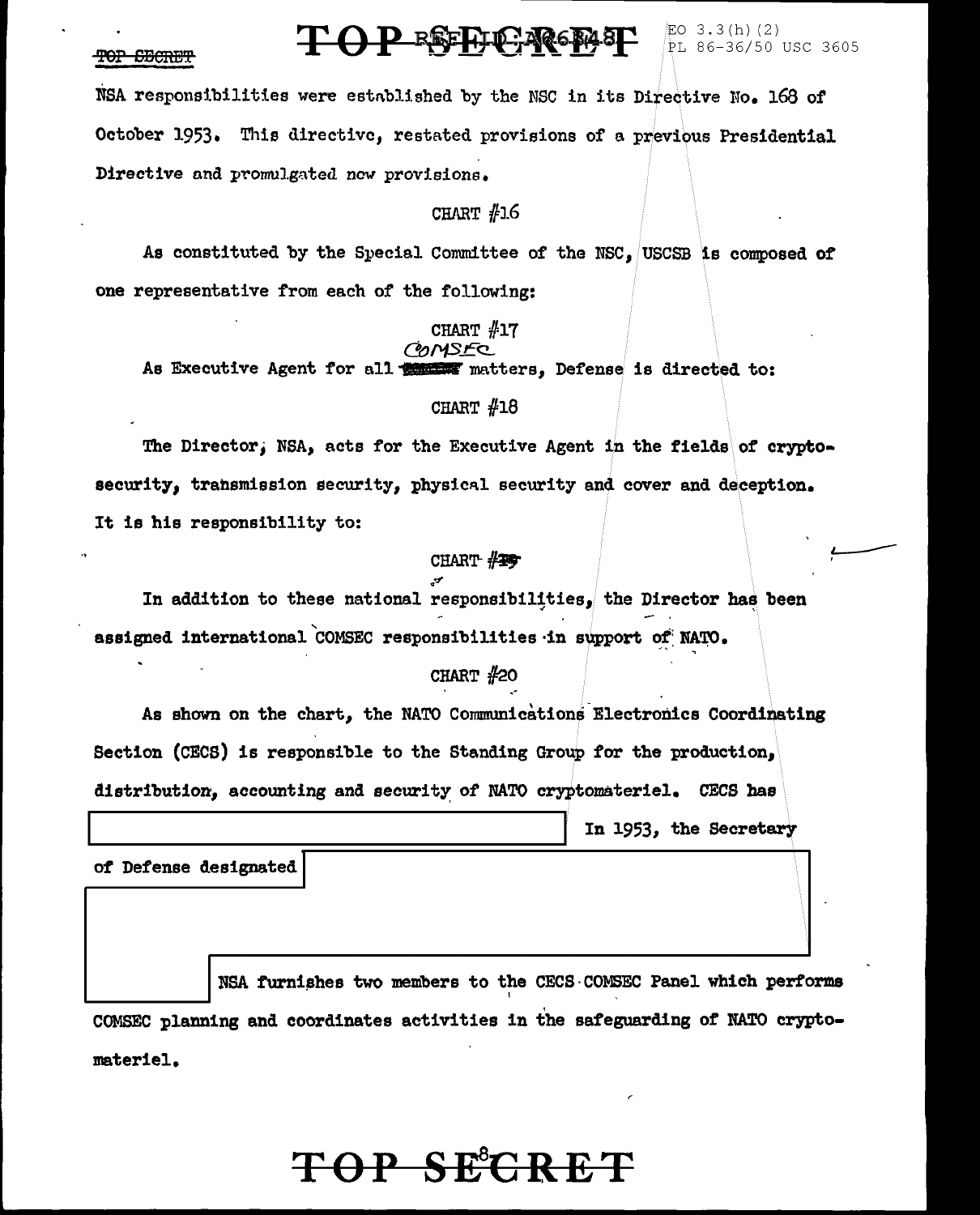NSA responsibilities were established by the NSC in its Directive No. 168 of October 1953. This directive, restated provisions of a previous Presidential Directive and promulgated new provisions.

CHART #16

As constituted by the Special Committee of the NSC, USCSB is composed of one representative from each of the following:

CHART #17

As Executive Agent for all COMSEC matters, Defense is directed to:

CHART #18

The Director, NSA, acts for the Executive Agent in the fields of cryptosecurity, transmission security, physical security and cover and deception. It is his responsibility to:

CHART #19

In addition to these national responsibilities, the Director has been assigned international COMSEC responsibilities in support of NATO.

CHART #20

As shown on the chart, the NATO Communications Electronics Coordinating Section (CECS) is responsible to the Standing Group for the production, distribution, accounting and security of NATO cryptomateriel. CECS has [REDACTED] In 1953, the Secretary of Defense designated [REDACTED] NSA furnishes two members to the CECS COMSEC Panel which performs COMSEC planning and coordinates activities in the safeguarding of NATO cryptomateriel.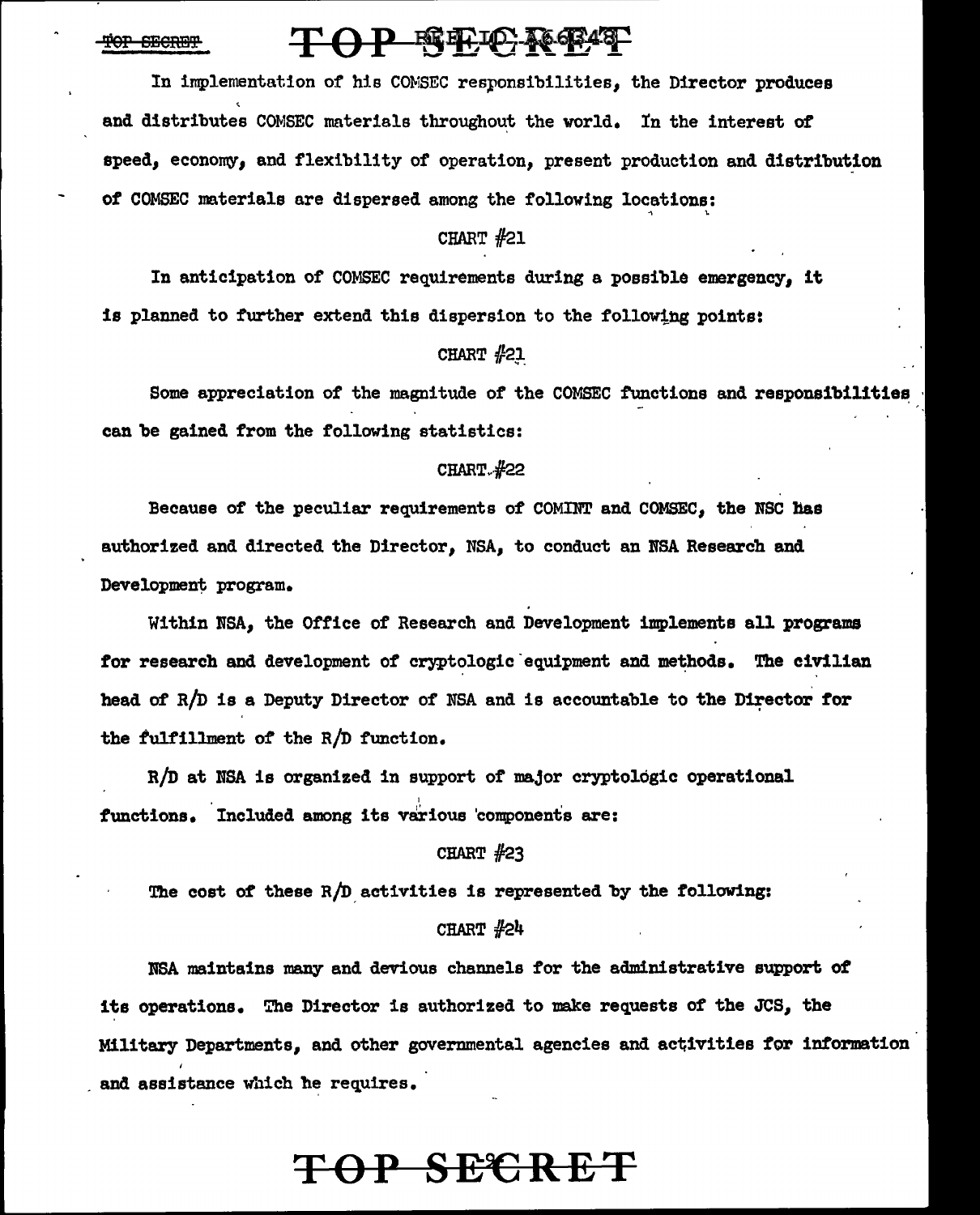In implementation of his COMSEC responsibilities, the Director produces and distributes COMSEC materials throughout the world. In the interest of speed, economy, and flexibility of operation, present production and distribution of COMSEC materials are dispersed among the following locations:

CHART #21

In anticipation of COMSEC requirements during a possible emergency, it is planned to further extend this dispersion to the following points:

CHART #21

Some appreciation of the magnitude of the COMSEC functions and responsibilities can be gained from the following statistics:

CHART #22

Because of the peculiar requirements of COMINT and COMSEC, the NSC has authorized and directed the Director, NSA, to conduct an NSA Research and Development program.

Within NSA, the Office of Research and Development implements all programs for research and development of cryptologic equipment and methods. The civilian head of R/D is a Deputy Director of NSA and is accountable to the Director for the fulfillment of the R/D function.

R/D at NSA is organized in support of major cryptologic operational functions. Included among its various components are:

CHART #23

The cost of these R/D activities is represented by the following:

CHART #24

NSA maintains many and devious channels for the administrative support of its operations. The Director is authorized to make requests of the JCS, the Military Departments, and other governmental agencies and activities for information and assistance which he requires.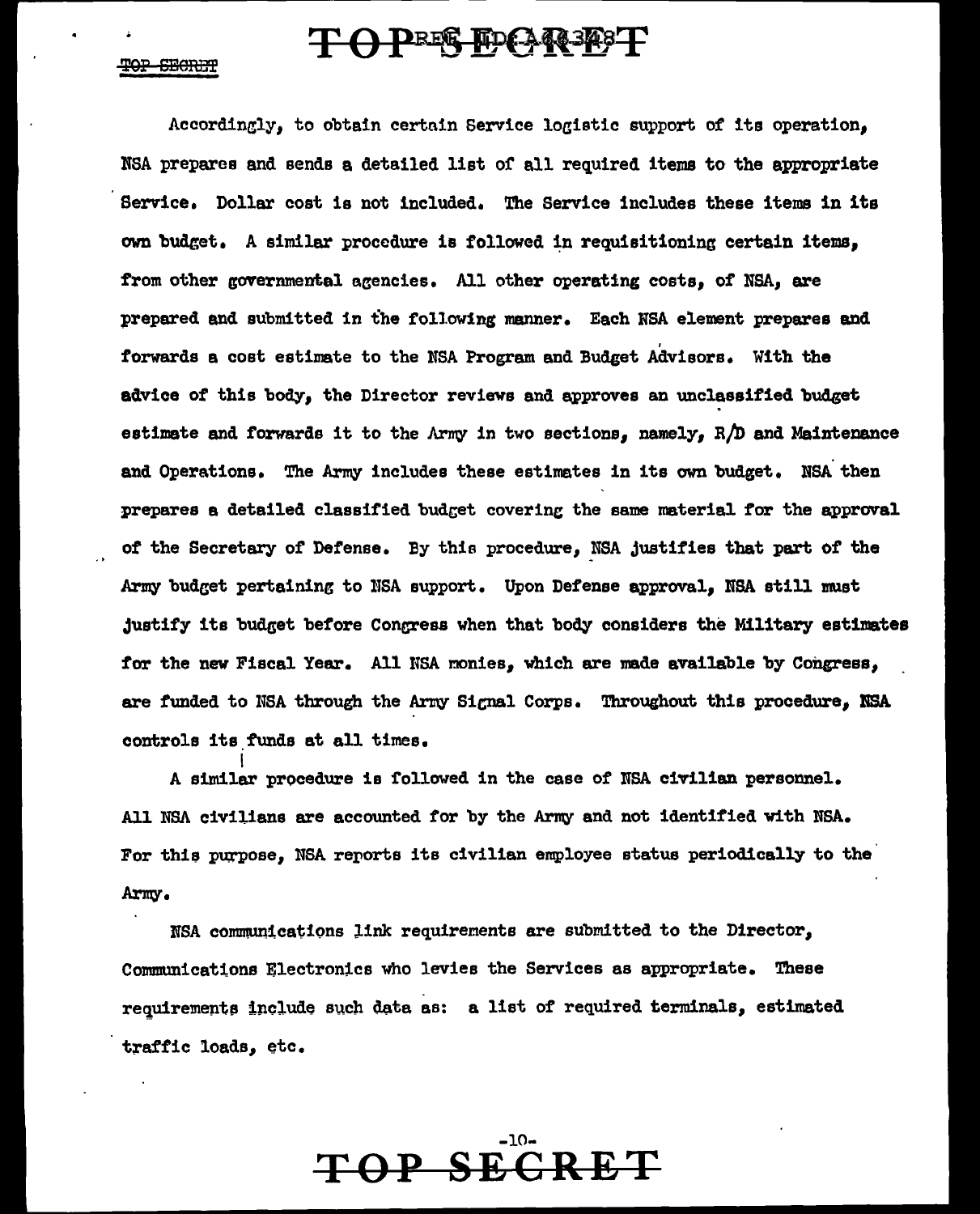Accordingly, to obtain certain Service logistic support of its operation, NSA prepares and sends a detailed list of all required items to the appropriate Service. Dollar cost is not included. The Service includes these items in its own budget. A similar procedure is followed in requisitioning certain items, from other governmental agencies. All other operating costs, of NSA, are prepared and submitted in the following manner. Each NSA element prepares and forwards a cost estimate to the NSA Program and Budget Advisors. With the advice of this body, the Director reviews and approves an unclassified budget estimate and forwards it to the Army in two sections, namely, R/D and Maintenance and Operations. The Army includes these estimates in its own budget. NSA then prepares a detailed classified budget covering the same material for the approval of the Secretary of Defense. By this procedure, NSA justifies that part of the Army budget pertaining to NSA support. Upon Defense approval, NSA still must justify its budget before Congress when that body considers the Military estimates for the new Fiscal Year. All NSA monies, which are made available by Congress, are funded to NSA through the Army Signal Corps. Throughout this procedure, NSA controls its funds at all times.

A similar procedure is followed in the case of NSA civilian personnel. All NSA civilians are accounted for by the Army and not identified with NSA. For this purpose, NSA reports its civilian employee status periodically to the Army.

NSA communications link requirements are submitted to the Director, Communications Electronics who levies the Services as appropriate. These requirements include such data as: a list of required terminals, estimated traffic loads, etc.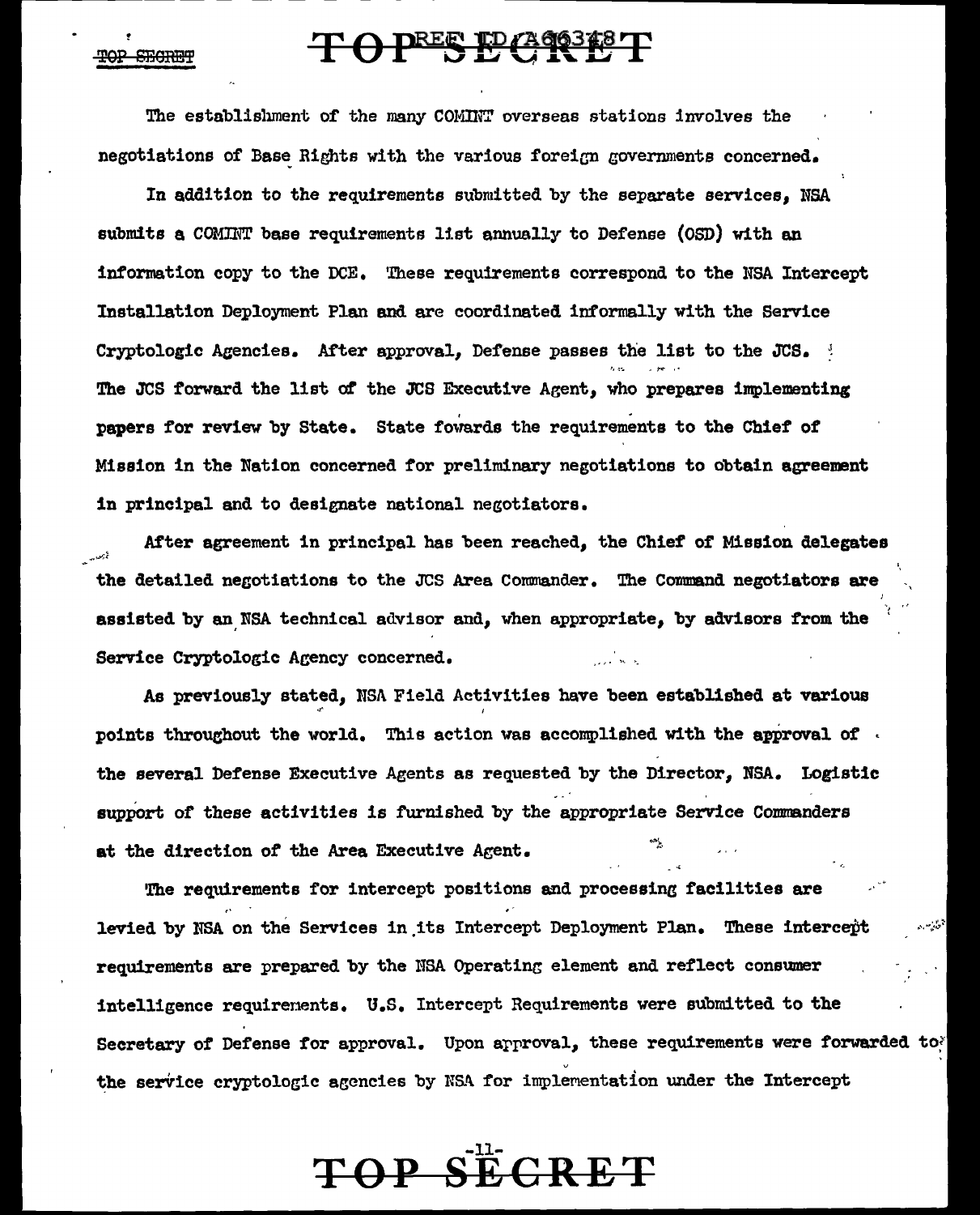The establishment of the many COMINT overseas stations involves the negotiations of Base Rights with the various foreign governments concerned.

In addition to the requirements submitted by the separate services, NSA submits a COMINT base requirements list annually to Defense (OSD) with an information copy to the DCE. These requirements correspond to the NSA Intercept Installation Deployment Plan and are coordinated informally with the Service Cryptologic Agencies. After approval, Defense passes the list to the JCS. The JCS forward the list of the JCS Executive Agent, who prepares implementing papers for review by State. State fowards the requirements to the Chief of Mission in the Nation concerned for preliminary negotiations to obtain agreement in principal and to designate national negotiators.

After agreement in principal has been reached, the Chief of Mission delegates the detailed negotiations to the JCS Area Commander. The Command negotiators are assisted by an NSA technical advisor and, when appropriate, by advisors from the Service Cryptologic Agency concerned.

As previously stated, NSA Field Activities have been established at various points throughout the world. This action was accomplished with the approval of the several Defense Executive Agents as requested by the Director, NSA. Logistic support of these activities is furnished by the appropriate Service Commanders at the direction of the Area Executive Agent.

The requirements for intercept positions and processing facilities are levied by NSA on the Services in its Intercept Deployment Plan. These intercept requirements are prepared by the NSA Operating element and reflect consumer intelligence requirements. U.S. Intercept Requirements were submitted to the Secretary of Defense for approval. Upon approval, these requirements were forwarded to the service cryptologic agencies by NSA for implementation under the Intercept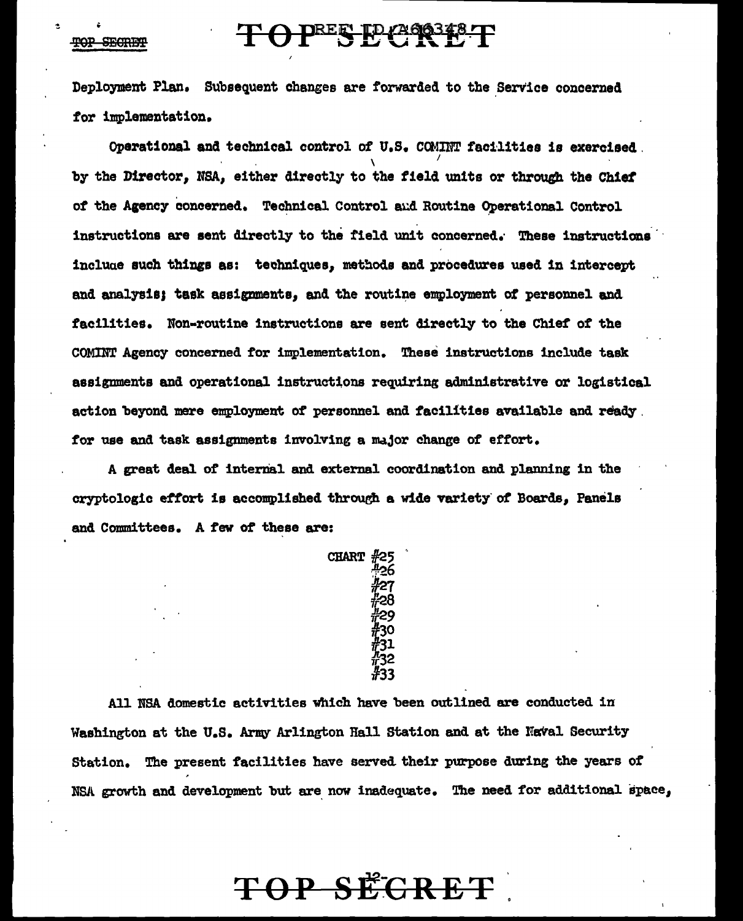Deployment Plan. Subsequent changes are forwarded to the Service concerned for implementation.

Operational and technical control of U.S. COMINT facilities is exercised by the Director, NSA, either directly to the field units or through the Chief of the Agency concerned. Technical Control and Routine Operational Control instructions are sent directly to the field unit concerned. These instructions include such things as: techniques, methods and procedures used in intercept and analysis; task assignments, and the routine employment of personnel and facilities. Non-routine instructions are sent directly to the Chief of the COMINT Agency concerned for implementation. These instructions include task assignments and operational instructions requiring administrative or logistical action beyond mere employment of personnel and facilities available and ready for use and task assignments involving a major change of effort.

A great deal of internal and external coordination and planning in the cryptologic effort is accomplished through a wide variety of Boards, Panels and Committees. A few of these are:

CHART #25
#26
#27
#28
#29
#30
#31
#32
#33

All NSA domestic activities which have been outlined are conducted in Washington at the U.S. Army Arlington Hall Station and at the Naval Security Station. The present facilities have served their purpose during the years of NSA growth and development but are now inadequate. The need for additional space,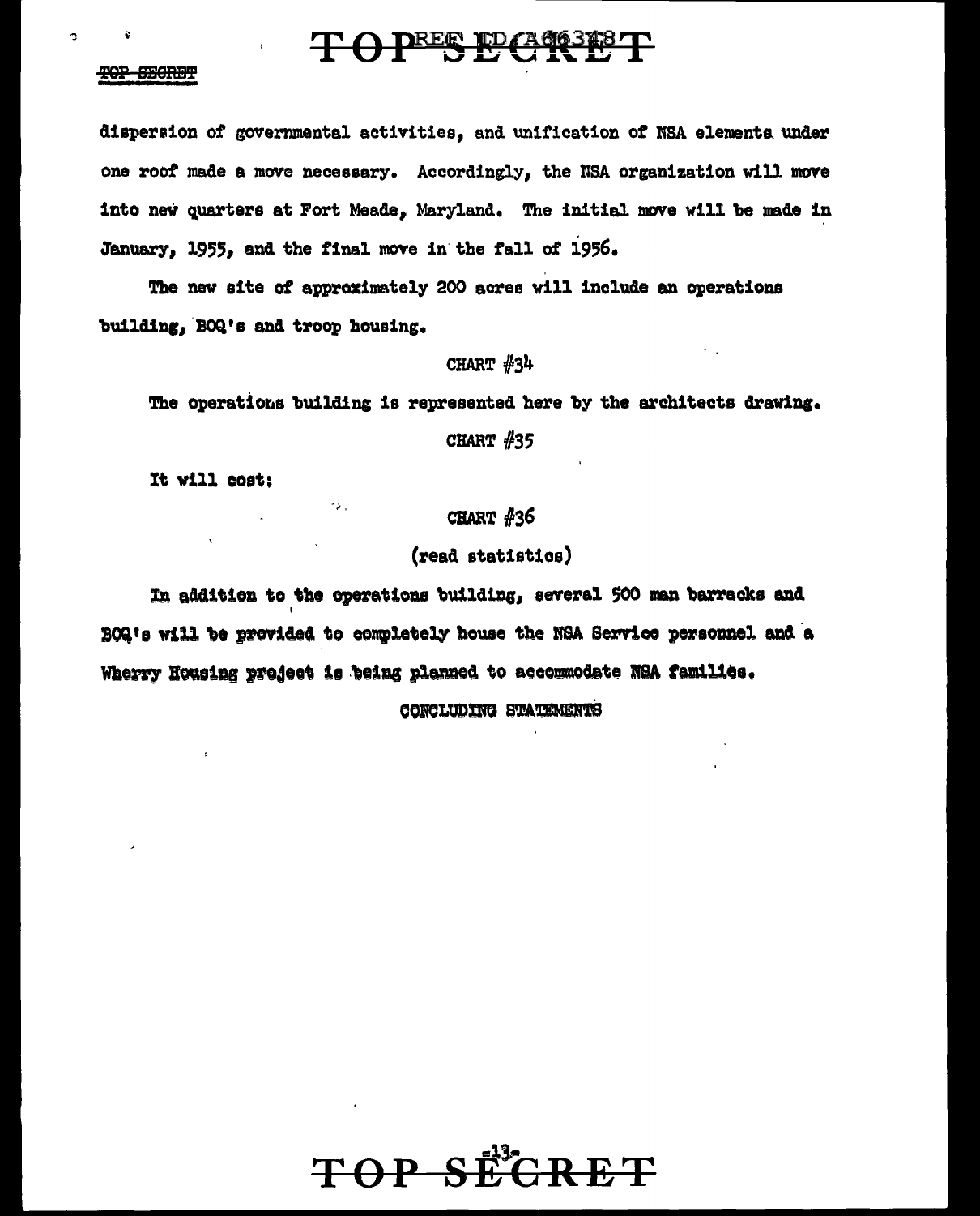disperson of governmental activities, and unification of NSA elements under one roof made a move necessary. Accordingly, the NSA organization will move into new quarters at Fort Meade, Maryland. The initial move will be made in January, 1955, and the final move in the fall of 1956.

The new site of approximately 200 acres will include an operations building, BOQ's and troop housing.

CHART #34

The operations building is represented here by the architects drawing.

CHART #35

It will cost:

CHART #36

(read statistics)

In addition to the operations building, several 500 man barracks and BOQ's will be provided to completely house the NSA Service personnel and a Wherry Housing project is being planned to accommodate NSA families.

CONCLUDING STATEMENTS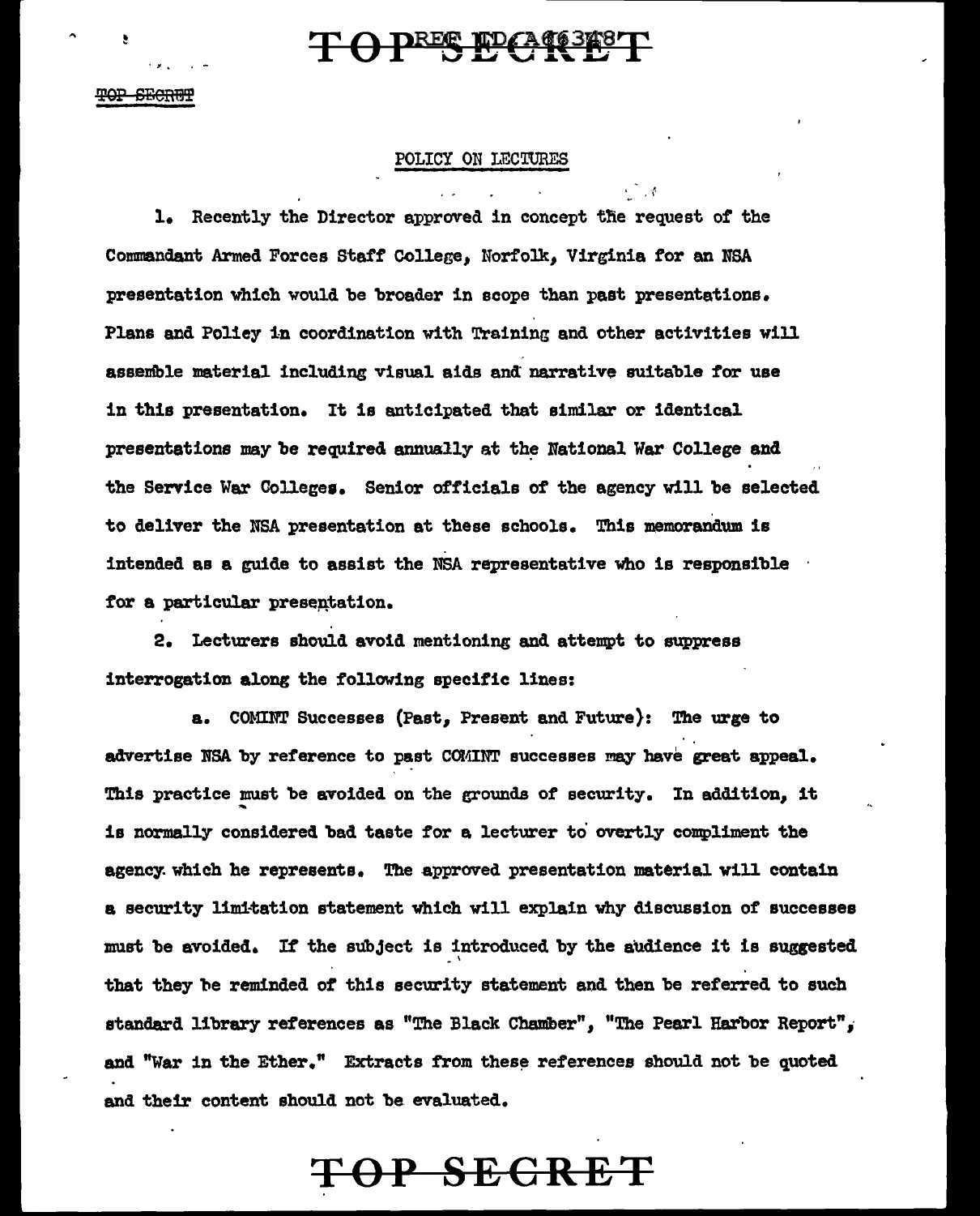## POLICY ON LECTURES

1. Recently the Director approved in concept the request of the Commandant Armed Forces Staff College, Norfolk, Virginia for an NSA presentation which would be broader in scope than past presentations. Plans and Policy in coordination with Training and other activities will assemble material including visual aids and narrative suitable for use in this presentation. It is anticipated that similar or identical presentations may be required annually at the National War College and the Service War Colleges. Senior officials of the agency will be selected to deliver the NSA presentation at these schools. This memorandum is intended as a guide to assist the NSA representative who is responsible for a particular presentation.

2. Lecturers should avoid mentioning and attempt to suppress interrogation along the following specific lines:

a. COMINT Successes (Past, Present and Future): The urge to advertise NSA by reference to past COMINT successes may have great appeal. This practice must be avoided on the grounds of security. In addition, it is normally considered bad taste for a lecturer to overtly compliment the agency which he represents. The approved presentation material will contain a security limitation statement which will explain why discussion of successes must be avoided. If the subject is introduced by the audience it is suggested that they be reminded of this security statement and then be referred to such standard library references as "The Black Chamber", "The Pearl Harbor Report", and "War in the Ether." Extracts from these references should not be quoted and their content should not be evaluated.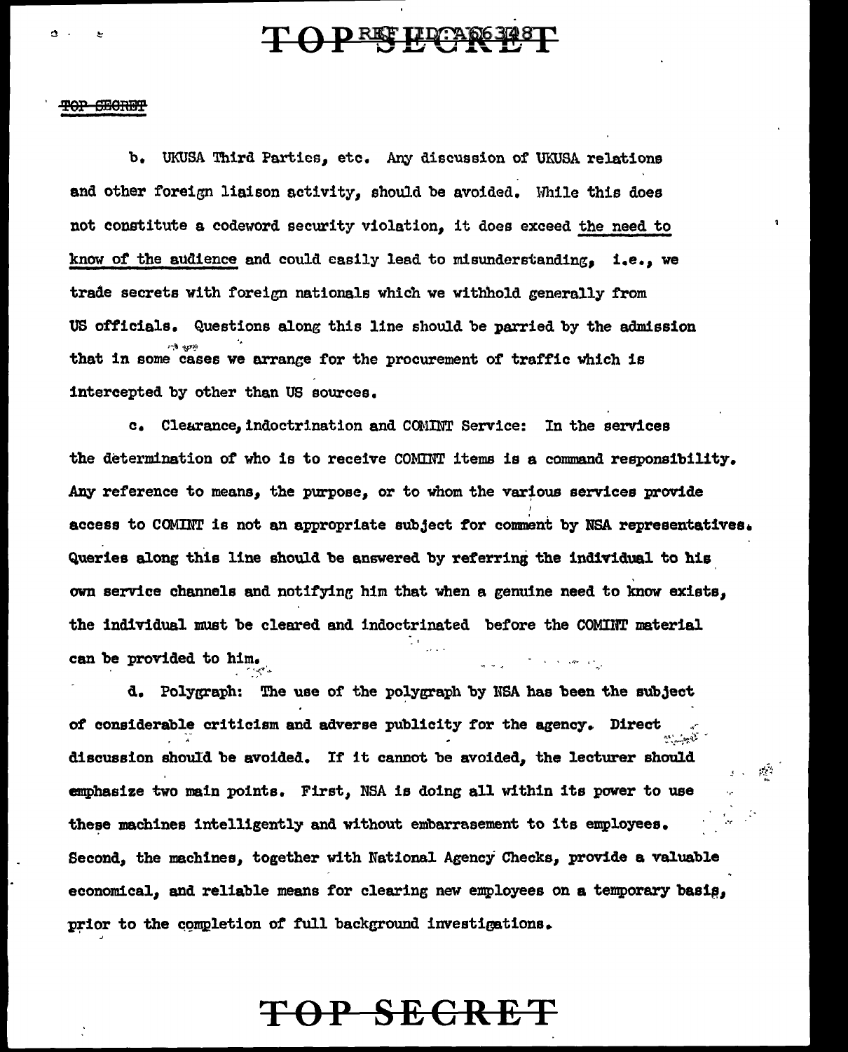b. UKUSA Third Parties, etc. Any discussion of UKUSA relations and other foreign liaison activity, should be avoided. While this does not constitute a codeword security violation, it does exceed the need to know of the audience and could easily lead to misunderstanding, i.e., we trade secrets with foreign nationals which we withhold generally from US officials. Questions along this line should be parried by the admission that in some cases we arrange for the procurement of traffic which is intercepted by other than US sources.

c. Clearance, indoctrination and COMINT Service: In the services the determination of who is to receive COMINT items is a command responsibility. Any reference to means, the purpose, or to whom the various services provide access to COMINT is not an appropriate subject for comment by NSA representatives. Queries along this line should be answered by referring the individual to his own service channels and notifying him that when a genuine need to know exists, the individual must be cleared and indoctrinated before the COMINT material can be provided to him.

d. Polygraph: The use of the polygraph by NSA has been the subject of considerable criticism and adverse publicity for the agency. Direct discussion should be avoided. If it cannot be avoided, the lecturer should emphasize two main points. First, NSA is doing all within its power to use these machines intelligently and without embarrasement to its employees. Second, the machines, together with National Agency Checks, provide a valuable economical, and reliable means for clearing new employees on a temporary basis, prior to the completion of full background investigations.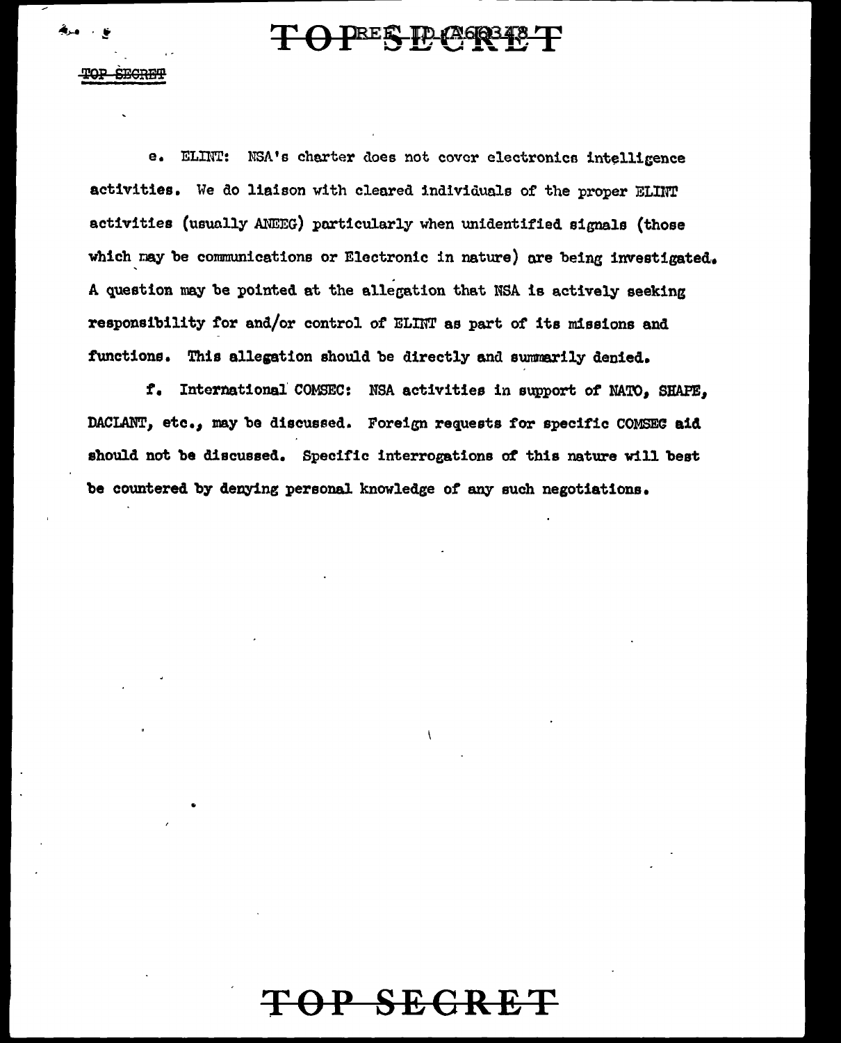e. ELINT: NSA's charter does not cover electronics intelligence activities. We do liaison with cleared individuals of the proper ELINT activities (usually ANEEG) particularly when unidentified signals (those which may be communications or Electronic in nature) are being investigated. A question may be pointed at the allegation that NSA is actively seeking responsibility for and/or control of ELINT as part of its missions and functions. This allegation should be directly and summarily denied.

f. International COMSEC: NSA activities in support of NATO, SHAPE, DACLANT, etc., may be discussed. Foreign requests for specific COMSEC aid should not be discussed. Specific interrogations of this nature will best be countered by denying personal knowledge of any such negotiations.